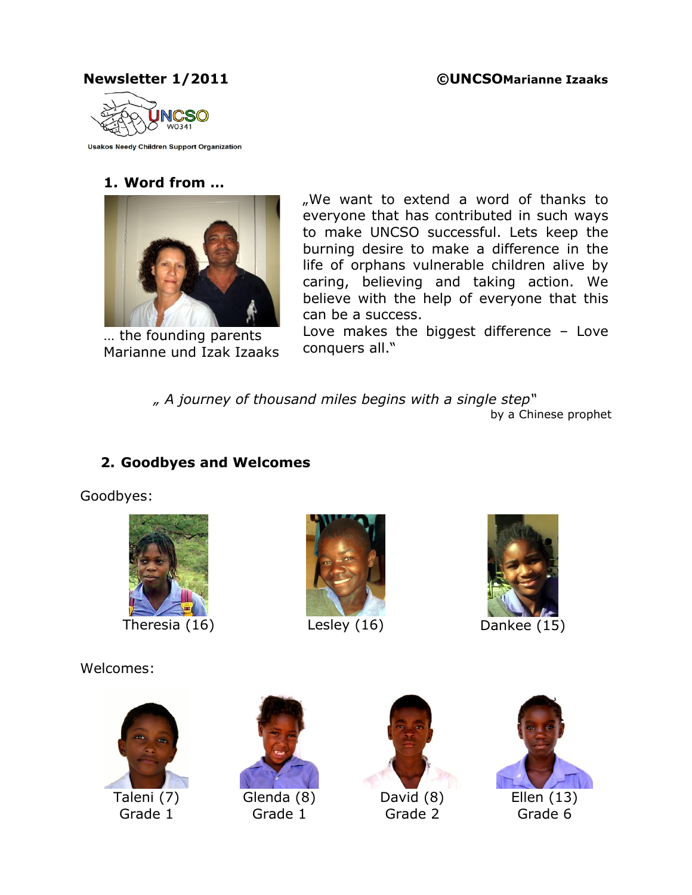**Newsletter 1/2011** **©UNCSOMarianne Izaaks**

UNCSO W0341

Usakos Needy Children Support Organization

## 1. Word from ...

... the founding parents Marianne und Izak Izaaks

„We want to extend a word of thanks to everyone that has contributed in such ways to make UNCSO successful. Lets keep the burning desire to make a difference in the life of orphans vulnerable children alive by caring, believing and taking action. We believe with the help of everyone that this can be a success.
Love makes the biggest difference – Love conquers all."

*„ A journey of thousand miles begins with a single step"*
by a Chinese prophet

## 2. Goodbyes and Welcomes

Goodbyes:

Theresia (16)

Lesley (16)

Dankee (15)

Welcomes:

Taleni (7)
Grade 1

Glenda (8)
Grade 1

David (8)
Grade 2

Ellen (13)
Grade 6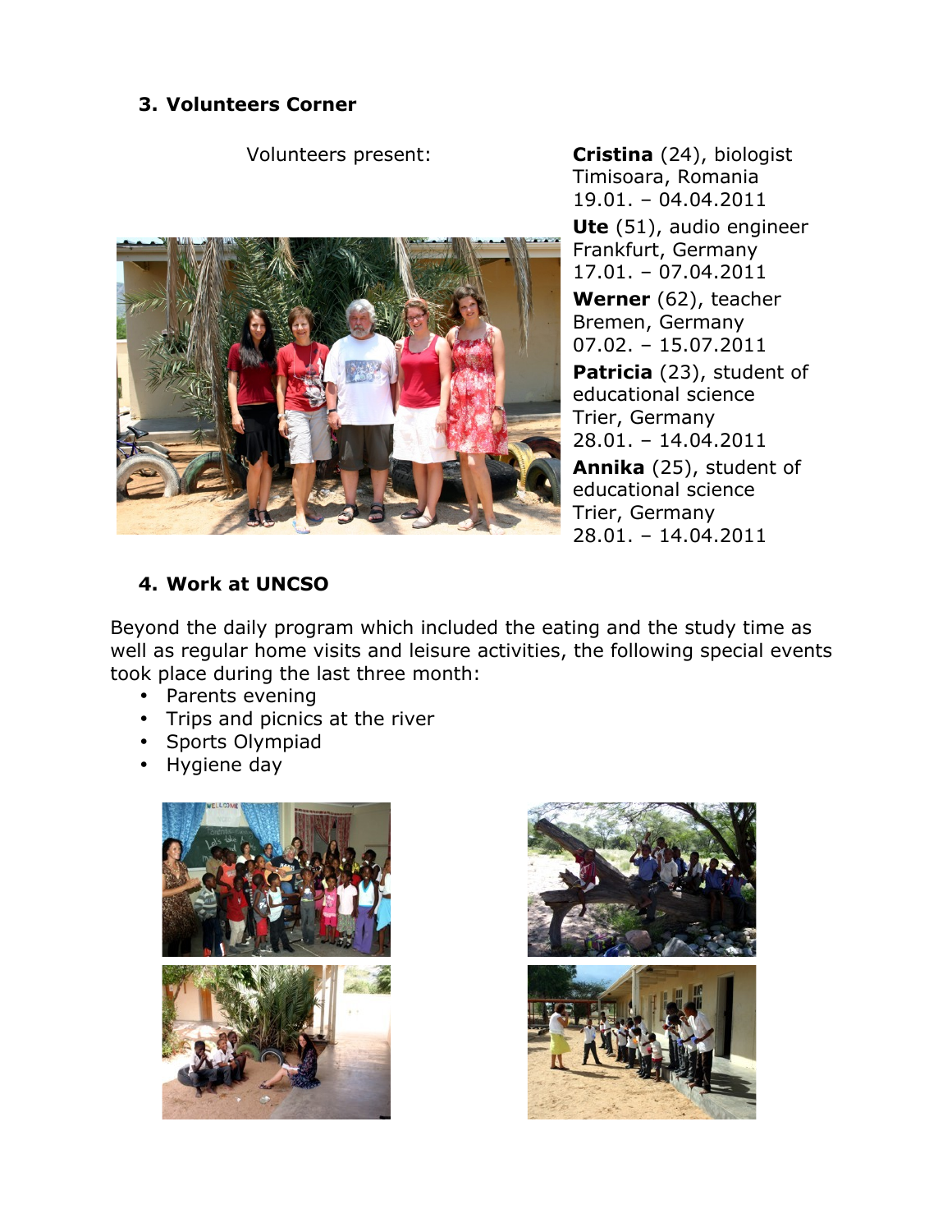### 3. Volunteers Corner

Volunteers present:

**Cristina** (24), biologist
Timisoara, Romania
19.01. – 04.04.2011

**Ute** (51), audio engineer
Frankfurt, Germany
17.01. – 07.04.2011

**Werner** (62), teacher
Bremen, Germany
07.02. – 15.07.2011

**Patricia** (23), student of educational science
Trier, Germany
28.01. – 14.04.2011

**Annika** (25), student of educational science
Trier, Germany
28.01. – 14.04.2011

### 4. Work at UNCSO

Beyond the daily program which included the eating and the study time as well as regular home visits and leisure activities, the following special events took place during the last three month:

- Parents evening
- Trips and picnics at the river
- Sports Olympiad
- Hygiene day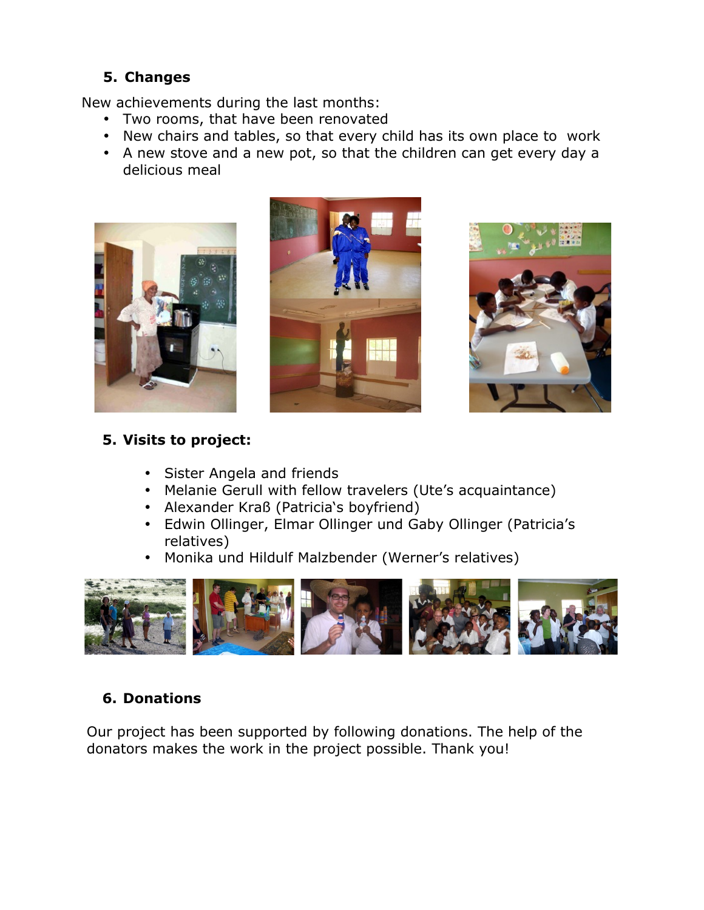## 5. Changes

New achievements during the last months:

- Two rooms, that have been renovated
- New chairs and tables, so that every child has its own place to work
- A new stove and a new pot, so that the children can get every day a delicious meal

## 5. Visits to project:

- Sister Angela and friends
- Melanie Gerull with fellow travelers (Ute's acquaintance)
- Alexander Kraß (Patricia's boyfriend)
- Edwin Ollinger, Elmar Ollinger und Gaby Ollinger (Patricia's relatives)
- Monika und Hildulf Malzbender (Werner's relatives)

## 6. Donations

Our project has been supported by following donations. The help of the donators makes the work in the project possible. Thank you!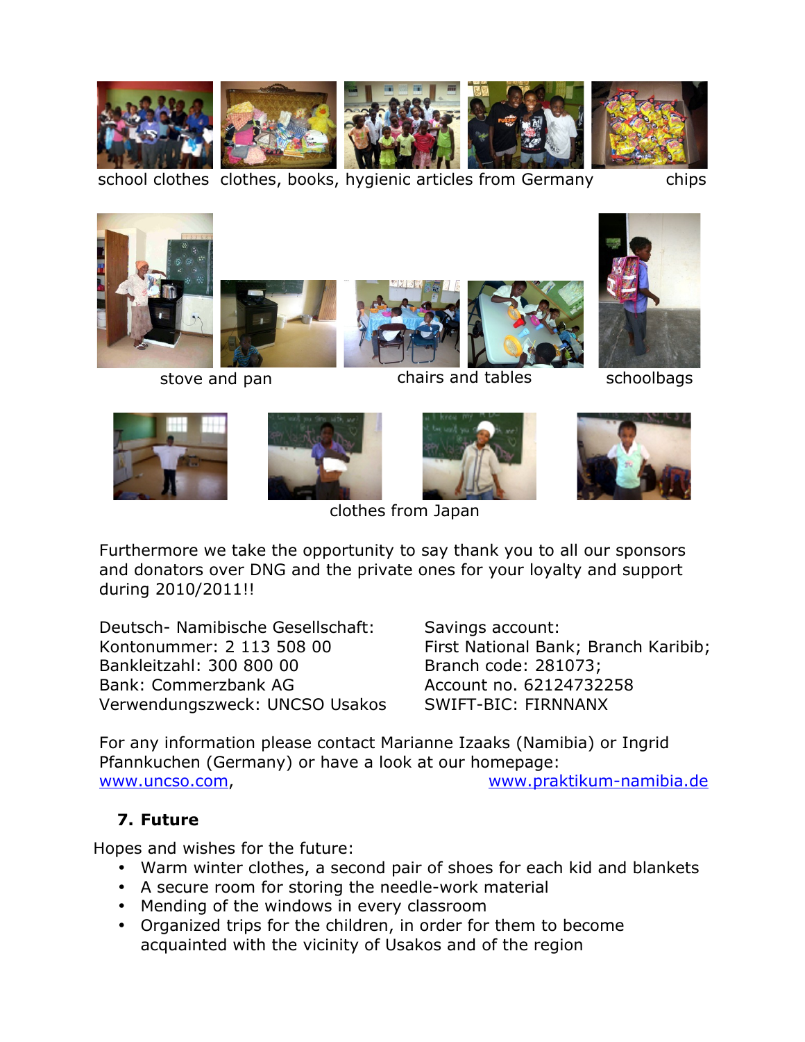school clothes clothes, books, hygienic articles from Germany chips

stove and pan chairs and tables schoolbags

clothes from Japan

Furthermore we take the opportunity to say thank you to all our sponsors and donators over DNG and the private ones for your loyalty and support during 2010/2011!!

Deutsch- Namibische Gesellschaft:
Kontonummer: 2 113 508 00
Bankleitzahl: 300 800 00
Bank: Commerzbank AG
Verwendungszweck: UNCSO Usakos

Savings account:
First National Bank; Branch Karibib;
Branch code: 281073;
Account no. 62124732258
SWIFT-BIC: FIRNNANX

For any information please contact Marianne Izaaks (Namibia) or Ingrid Pfannkuchen (Germany) or have a look at our homepage:
www.uncso.com, www.praktikum-namibia.de

## 7. Future

Hopes and wishes for the future:

- Warm winter clothes, a second pair of shoes for each kid and blankets
- A secure room for storing the needle-work material
- Mending of the windows in every classroom
- Organized trips for the children, in order for them to become acquainted with the vicinity of Usakos and of the region